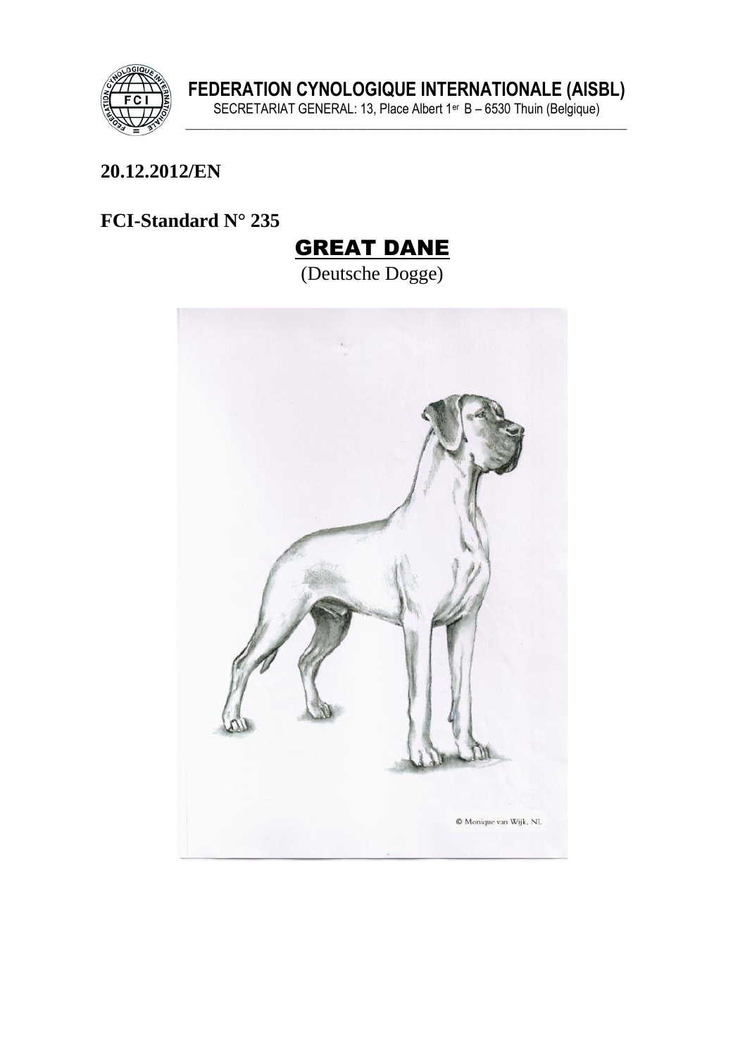**FEDERATION CYNOLOGIQUE INTERNATIONALE (AISBL)**
SECRETARIAT GENERAL: 13, Place Albert 1er B – 6530 Thuin (Belgique)

**20.12.2012/EN**

**FCI-Standard N° 235**

# GREAT DANE

(Deutsche Dogge)

© Monique van Wijk, NL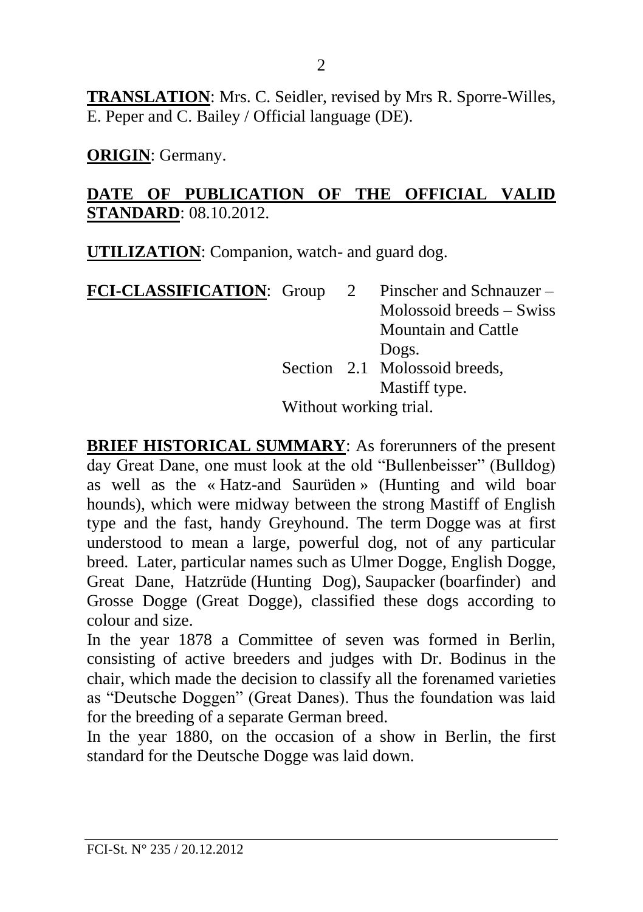**TRANSLATION**: Mrs. C. Seidler, revised by Mrs R. Sporre-Willes, E. Peper and C. Bailey / Official language (DE).

**ORIGIN**: Germany.

**DATE OF PUBLICATION OF THE OFFICIAL VALID STANDARD**: 08.10.2012.

**UTILIZATION**: Companion, watch- and guard dog.

**FCI-CLASSIFICATION**: Group 2 Pinscher and Schnauzer – Molossoid breeds – Swiss Mountain and Cattle Dogs.
Section 2.1 Molossoid breeds, Mastiff type.
Without working trial.

**BRIEF HISTORICAL SUMMARY**: As forerunners of the present day Great Dane, one must look at the old "Bullenbeisser" (Bulldog) as well as the « Hatz-and Saurüden » (Hunting and wild boar hounds), which were midway between the strong Mastiff of English type and the fast, handy Greyhound. The term Dogge was at first understood to mean a large, powerful dog, not of any particular breed. Later, particular names such as Ulmer Dogge, English Dogge, Great Dane, Hatzrüde (Hunting Dog), Saupacker (boarfinder) and Grosse Dogge (Great Dogge), classified these dogs according to colour and size.
In the year 1878 a Committee of seven was formed in Berlin, consisting of active breeders and judges with Dr. Bodinus in the chair, which made the decision to classify all the forenamed varieties as "Deutsche Doggen" (Great Danes). Thus the foundation was laid for the breeding of a separate German breed.
In the year 1880, on the occasion of a show in Berlin, the first standard for the Deutsche Dogge was laid down.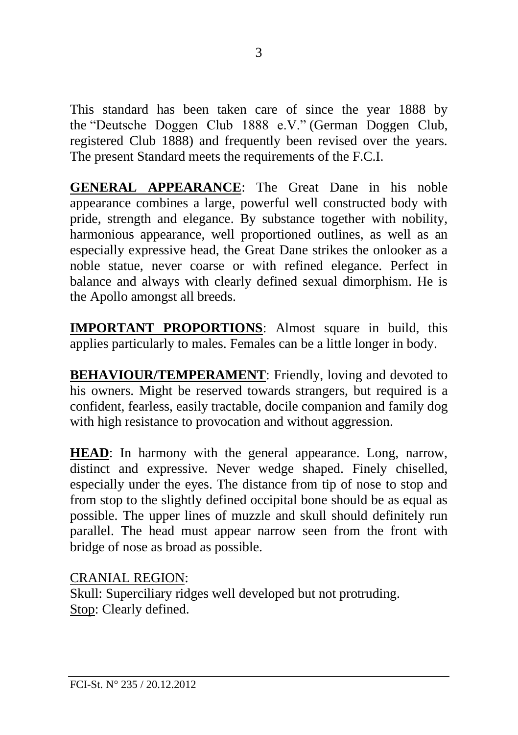This standard has been taken care of since the year 1888 by the "Deutsche Doggen Club 1888 e.V." (German Doggen Club, registered Club 1888) and frequently been revised over the years. The present Standard meets the requirements of the F.C.I.

**GENERAL APPEARANCE**: The Great Dane in his noble appearance combines a large, powerful well constructed body with pride, strength and elegance. By substance together with nobility, harmonious appearance, well proportioned outlines, as well as an especially expressive head, the Great Dane strikes the onlooker as a noble statue, never coarse or with refined elegance. Perfect in balance and always with clearly defined sexual dimorphism. He is the Apollo amongst all breeds.

**IMPORTANT PROPORTIONS**: Almost square in build, this applies particularly to males. Females can be a little longer in body.

**BEHAVIOUR/TEMPERAMENT**: Friendly, loving and devoted to his owners. Might be reserved towards strangers, but required is a confident, fearless, easily tractable, docile companion and family dog with high resistance to provocation and without aggression.

**HEAD**: In harmony with the general appearance. Long, narrow, distinct and expressive. Never wedge shaped. Finely chiselled, especially under the eyes. The distance from tip of nose to stop and from stop to the slightly defined occipital bone should be as equal as possible. The upper lines of muzzle and skull should definitely run parallel. The head must appear narrow seen from the front with bridge of nose as broad as possible.

CRANIAL REGION:
Skull: Superciliary ridges well developed but not protruding.
Stop: Clearly defined.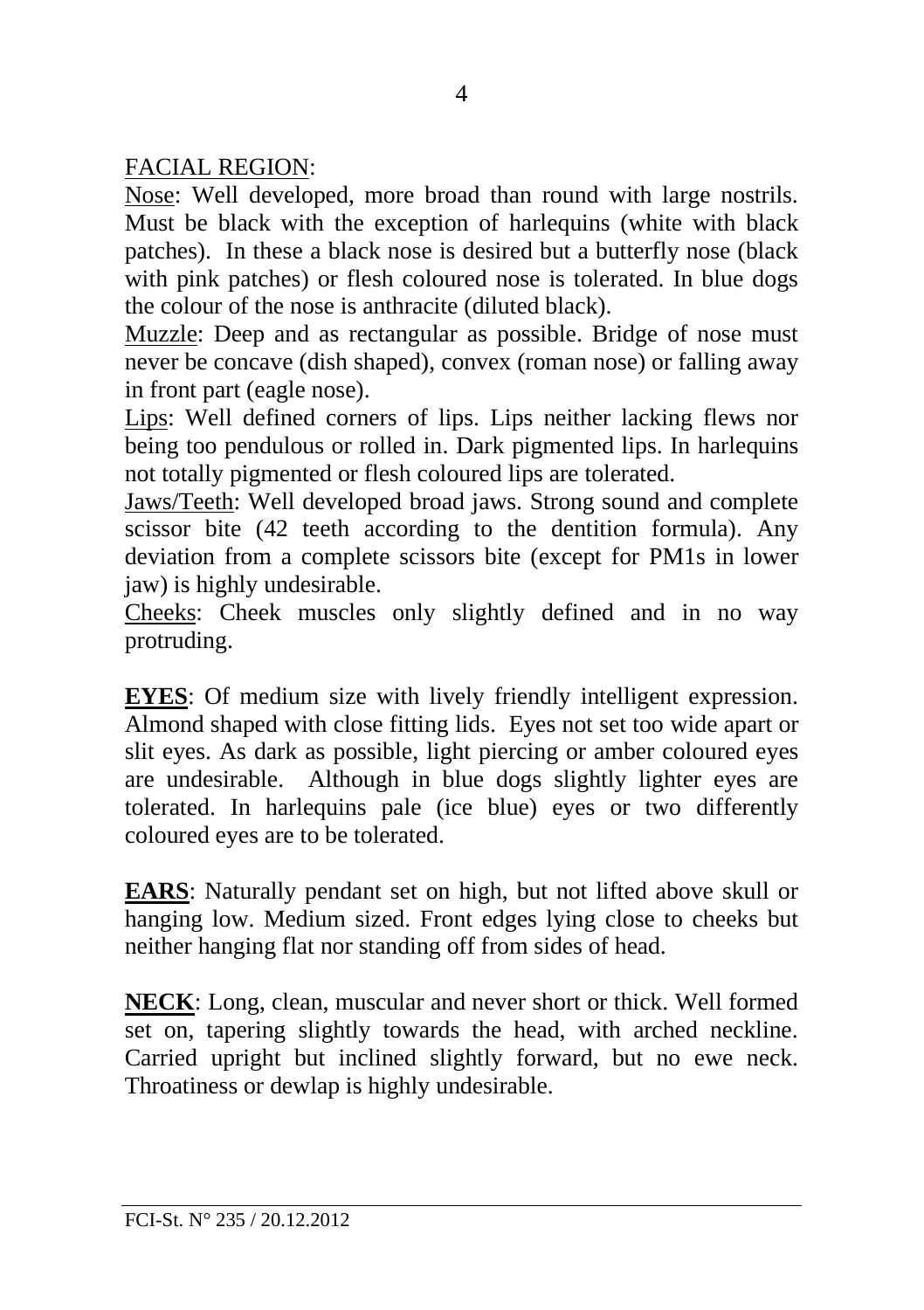FACIAL REGION:

Nose: Well developed, more broad than round with large nostrils. Must be black with the exception of harlequins (white with black patches). In these a black nose is desired but a butterfly nose (black with pink patches) or flesh coloured nose is tolerated. In blue dogs the colour of the nose is anthracite (diluted black).

Muzzle: Deep and as rectangular as possible. Bridge of nose must never be concave (dish shaped), convex (roman nose) or falling away in front part (eagle nose).

Lips: Well defined corners of lips. Lips neither lacking flews nor being too pendulous or rolled in. Dark pigmented lips. In harlequins not totally pigmented or flesh coloured lips are tolerated.

Jaws/Teeth: Well developed broad jaws. Strong sound and complete scissor bite (42 teeth according to the dentition formula). Any deviation from a complete scissors bite (except for PM1s in lower jaw) is highly undesirable.

Cheeks: Cheek muscles only slightly defined and in no way protruding.

**EYES**: Of medium size with lively friendly intelligent expression. Almond shaped with close fitting lids. Eyes not set too wide apart or slit eyes. As dark as possible, light piercing or amber coloured eyes are undesirable. Although in blue dogs slightly lighter eyes are tolerated. In harlequins pale (ice blue) eyes or two differently coloured eyes are to be tolerated.

**EARS**: Naturally pendant set on high, but not lifted above skull or hanging low. Medium sized. Front edges lying close to cheeks but neither hanging flat nor standing off from sides of head.

**NECK**: Long, clean, muscular and never short or thick. Well formed set on, tapering slightly towards the head, with arched neckline. Carried upright but inclined slightly forward, but no ewe neck. Throatiness or dewlap is highly undesirable.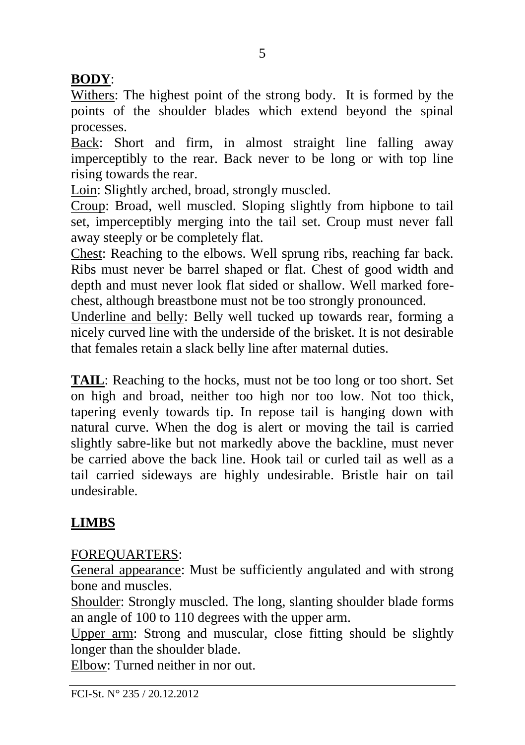**BODY**:

Withers: The highest point of the strong body. It is formed by the points of the shoulder blades which extend beyond the spinal processes.

Back: Short and firm, in almost straight line falling away imperceptibly to the rear. Back never to be long or with top line rising towards the rear.

Loin: Slightly arched, broad, strongly muscled.

Croup: Broad, well muscled. Sloping slightly from hipbone to tail set, imperceptibly merging into the tail set. Croup must never fall away steeply or be completely flat.

Chest: Reaching to the elbows. Well sprung ribs, reaching far back. Ribs must never be barrel shaped or flat. Chest of good width and depth and must never look flat sided or shallow. Well marked fore-chest, although breastbone must not be too strongly pronounced.

Underline and belly: Belly well tucked up towards rear, forming a nicely curved line with the underside of the brisket. It is not desirable that females retain a slack belly line after maternal duties.

**TAIL**: Reaching to the hocks, must not be too long or too short. Set on high and broad, neither too high nor too low. Not too thick, tapering evenly towards tip. In repose tail is hanging down with natural curve. When the dog is alert or moving the tail is carried slightly sabre-like but not markedly above the backline, must never be carried above the back line. Hook tail or curled tail as well as a tail carried sideways are highly undesirable. Bristle hair on tail undesirable.

**LIMBS**

FOREQUARTERS:

General appearance: Must be sufficiently angulated and with strong bone and muscles.

Shoulder: Strongly muscled. The long, slanting shoulder blade forms an angle of 100 to 110 degrees with the upper arm.

Upper arm: Strong and muscular, close fitting should be slightly longer than the shoulder blade.

Elbow: Turned neither in nor out.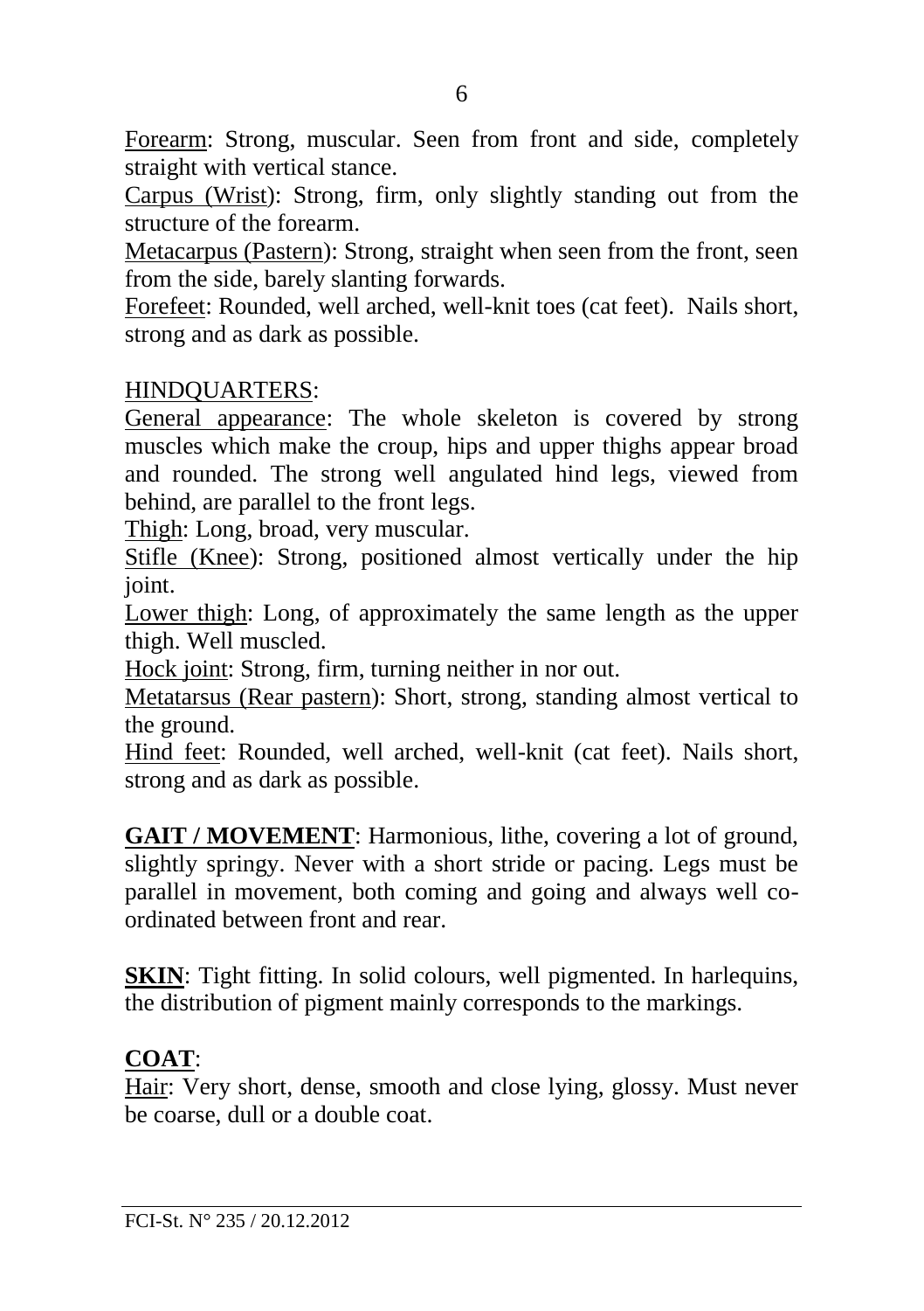Forearm: Strong, muscular. Seen from front and side, completely straight with vertical stance.

Carpus (Wrist): Strong, firm, only slightly standing out from the structure of the forearm.

Metacarpus (Pastern): Strong, straight when seen from the front, seen from the side, barely slanting forwards.

Forefeet: Rounded, well arched, well-knit toes (cat feet). Nails short, strong and as dark as possible.

HINDQUARTERS:

General appearance: The whole skeleton is covered by strong muscles which make the croup, hips and upper thighs appear broad and rounded. The strong well angulated hind legs, viewed from behind, are parallel to the front legs.

Thigh: Long, broad, very muscular.

Stifle (Knee): Strong, positioned almost vertically under the hip joint.

Lower thigh: Long, of approximately the same length as the upper thigh. Well muscled.

Hock joint: Strong, firm, turning neither in nor out.

Metatarsus (Rear pastern): Short, strong, standing almost vertical to the ground.

Hind feet: Rounded, well arched, well-knit (cat feet). Nails short, strong and as dark as possible.

**GAIT / MOVEMENT**: Harmonious, lithe, covering a lot of ground, slightly springy. Never with a short stride or pacing. Legs must be parallel in movement, both coming and going and always well co-ordinated between front and rear.

**SKIN**: Tight fitting. In solid colours, well pigmented. In harlequins, the distribution of pigment mainly corresponds to the markings.

**COAT**:

Hair: Very short, dense, smooth and close lying, glossy. Must never be coarse, dull or a double coat.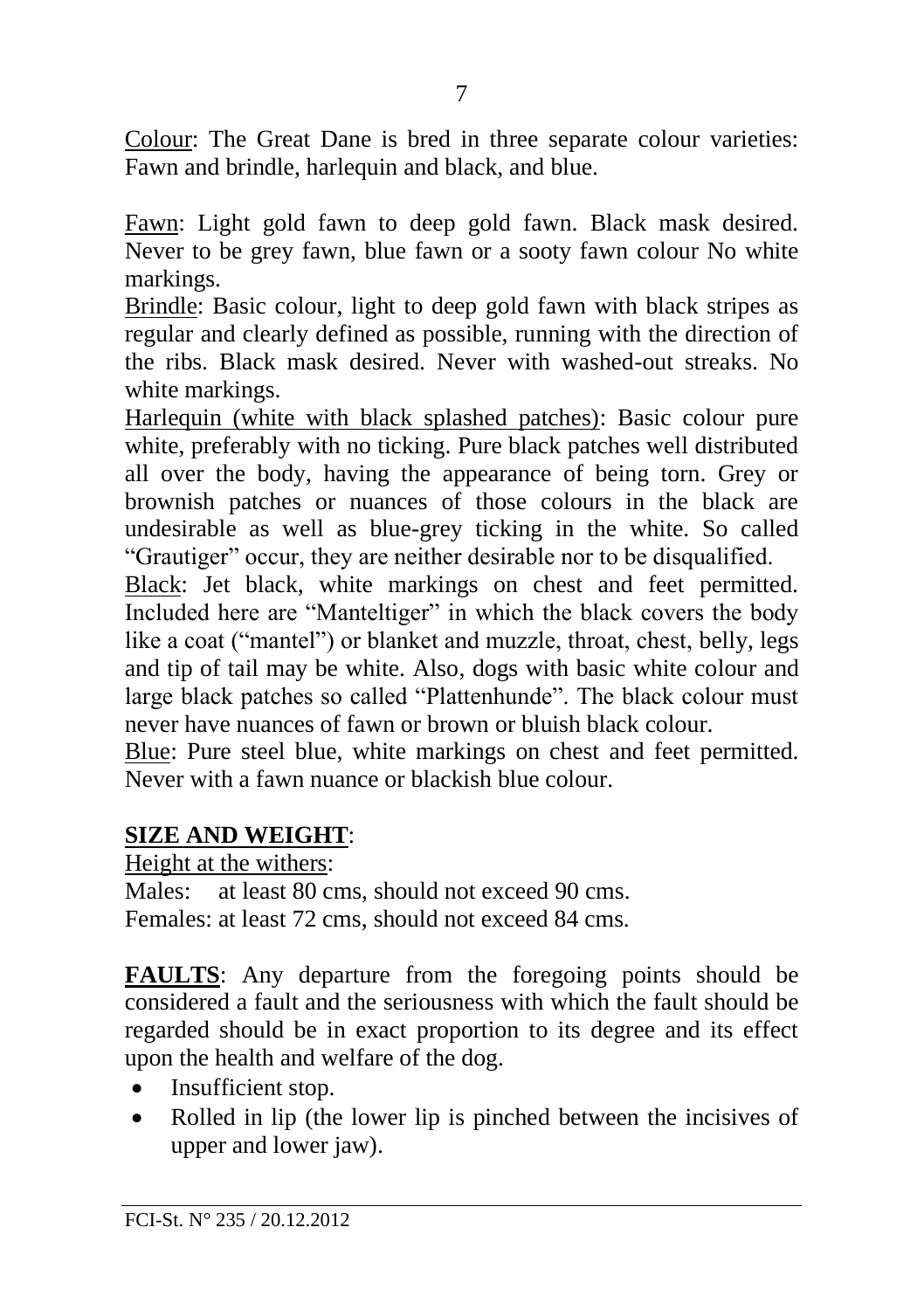Colour: The Great Dane is bred in three separate colour varieties: Fawn and brindle, harlequin and black, and blue.

Fawn: Light gold fawn to deep gold fawn. Black mask desired. Never to be grey fawn, blue fawn or a sooty fawn colour No white markings.

Brindle: Basic colour, light to deep gold fawn with black stripes as regular and clearly defined as possible, running with the direction of the ribs. Black mask desired. Never with washed-out streaks. No white markings.

Harlequin (white with black splashed patches): Basic colour pure white, preferably with no ticking. Pure black patches well distributed all over the body, having the appearance of being torn. Grey or brownish patches or nuances of those colours in the black are undesirable as well as blue-grey ticking in the white. So called "Grautiger" occur, they are neither desirable nor to be disqualified.

Black: Jet black, white markings on chest and feet permitted. Included here are "Manteltiger" in which the black covers the body like a coat ("mantel") or blanket and muzzle, throat, chest, belly, legs and tip of tail may be white. Also, dogs with basic white colour and large black patches so called "Plattenhunde". The black colour must never have nuances of fawn or brown or bluish black colour.

Blue: Pure steel blue, white markings on chest and feet permitted. Never with a fawn nuance or blackish blue colour.

**SIZE AND WEIGHT**:

Height at the withers:

Males: at least 80 cms, should not exceed 90 cms.
Females: at least 72 cms, should not exceed 84 cms.

**FAULTS**: Any departure from the foregoing points should be considered a fault and the seriousness with which the fault should be regarded should be in exact proportion to its degree and its effect upon the health and welfare of the dog.

- Insufficient stop.
- Rolled in lip (the lower lip is pinched between the incisives of upper and lower jaw).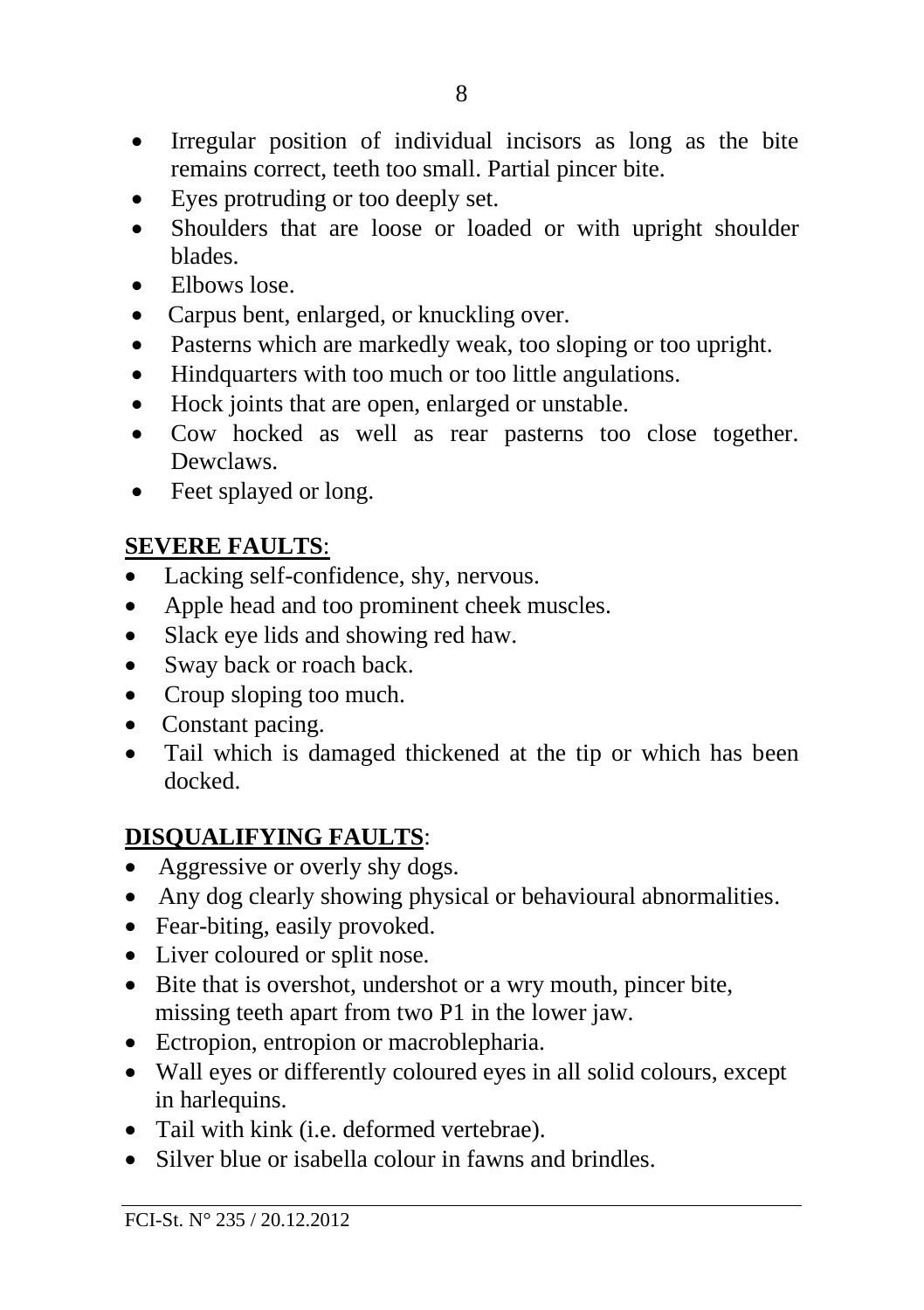- Irregular position of individual incisors as long as the bite remains correct, teeth too small. Partial pincer bite.
- Eyes protruding or too deeply set.
- Shoulders that are loose or loaded or with upright shoulder blades.
- Elbows lose.
- Carpus bent, enlarged, or knuckling over.
- Pasterns which are markedly weak, too sloping or too upright.
- Hindquarters with too much or too little angulations.
- Hock joints that are open, enlarged or unstable.
- Cow hocked as well as rear pasterns too close together. Dewclaws.
- Feet splayed or long.

**SEVERE FAULTS**:

- Lacking self-confidence, shy, nervous.
- Apple head and too prominent cheek muscles.
- Slack eye lids and showing red haw.
- Sway back or roach back.
- Croup sloping too much.
- Constant pacing.
- Tail which is damaged thickened at the tip or which has been docked.

**DISQUALIFYING FAULTS**:

- Aggressive or overly shy dogs.
- Any dog clearly showing physical or behavioural abnormalities.
- Fear-biting, easily provoked.
- Liver coloured or split nose.
- Bite that is overshot, undershot or a wry mouth, pincer bite, missing teeth apart from two P1 in the lower jaw.
- Ectropion, entropion or macroblepharia.
- Wall eyes or differently coloured eyes in all solid colours, except in harlequins.
- Tail with kink (i.e. deformed vertebrae).
- Silver blue or isabella colour in fawns and brindles.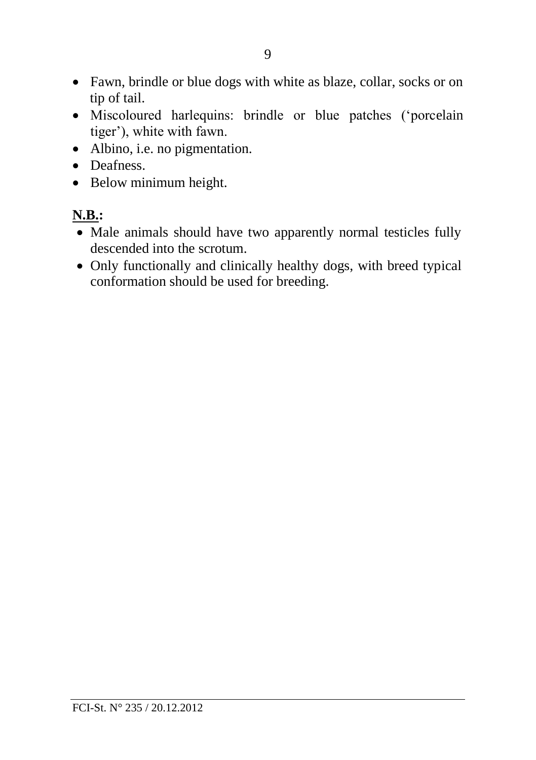- Fawn, brindle or blue dogs with white as blaze, collar, socks or on tip of tail.
- Miscoloured harlequins: brindle or blue patches ('porcelain tiger'), white with fawn.
- Albino, i.e. no pigmentation.
- Deafness.
- Below minimum height.

**N.B.:**

- Male animals should have two apparently normal testicles fully descended into the scrotum.
- Only functionally and clinically healthy dogs, with breed typical conformation should be used for breeding.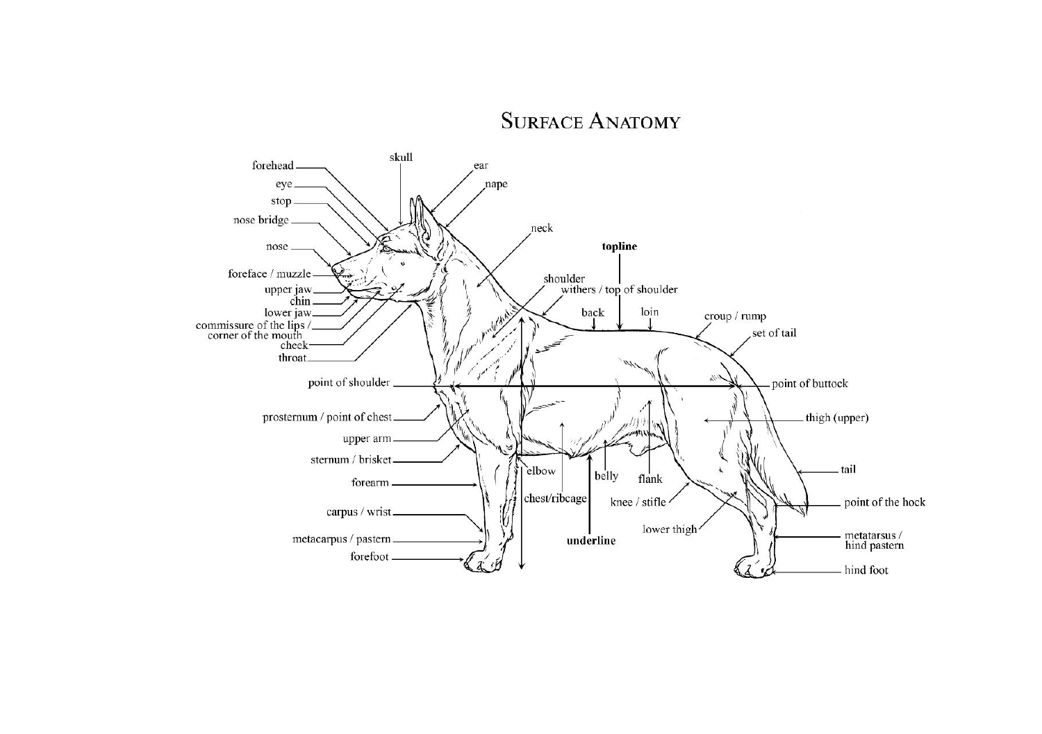# Surface Anatomy

forehead
eye
stop
nose bridge
nose
foreface / muzzle
upper jaw
chin
lower jaw
commissure of the lips / corner of the mouth
cheek
throat
skull
ear
nape
neck
topline
shoulder
withers / top of shoulder
back
loin
croup / rump
set of tail
point of shoulder
point of buttock
prosternum / point of chest
thigh (upper)
upper arm
sternum / brisket
elbow
belly
flank
tail
forearm
chest/ribcage
knee / stifle
point of the hock
carpus / wrist
lower thigh
underline
metacarpus / pastern
metatarsus / hind pastern
forefoot
hind foot